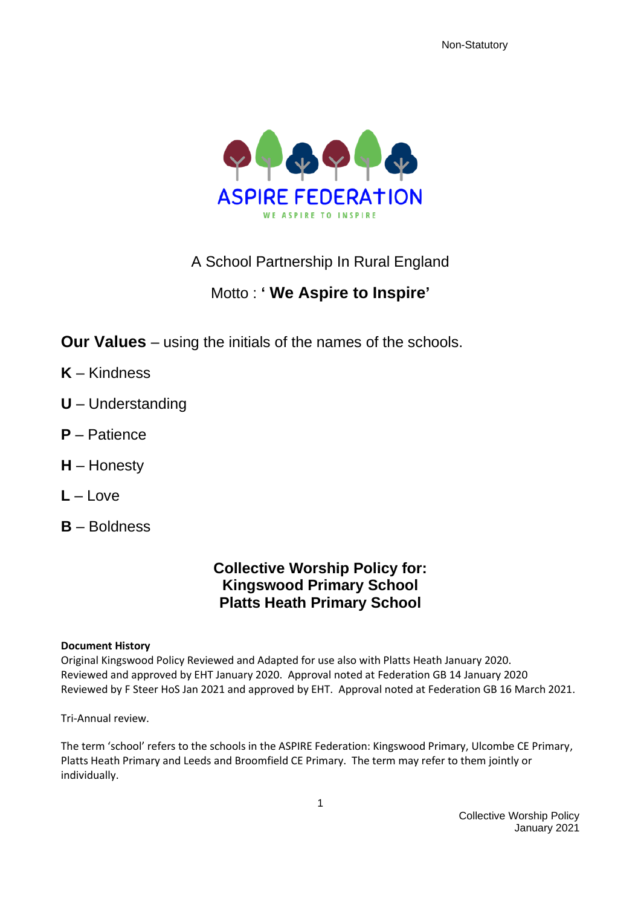Non-Statutory

ASPIRE FEDERATION

WE ASPIRE TO INSPIRE

A School Partnership In Rural England

Motto : **' We Aspire to Inspire'**

**Our Values** – using the initials of the names of the schools.

**K** – Kindness

**U** – Understanding

**P** – Patience

**H** – Honesty

**L** – Love

**B** – Boldness

# Collective Worship Policy for:
# Kingswood Primary School
# Platts Heath Primary School

**Document History**

Original Kingswood Policy Reviewed and Adapted for use also with Platts Heath January 2020.
Reviewed and approved by EHT January 2020. Approval noted at Federation GB 14 January 2020
Reviewed by F Steer HoS Jan 2021 and approved by EHT. Approval noted at Federation GB 16 March 2021.

Tri-Annual review.

The term 'school' refers to the schools in the ASPIRE Federation: Kingswood Primary, Ulcombe CE Primary, Platts Heath Primary and Leeds and Broomfield CE Primary. The term may refer to them jointly or individually.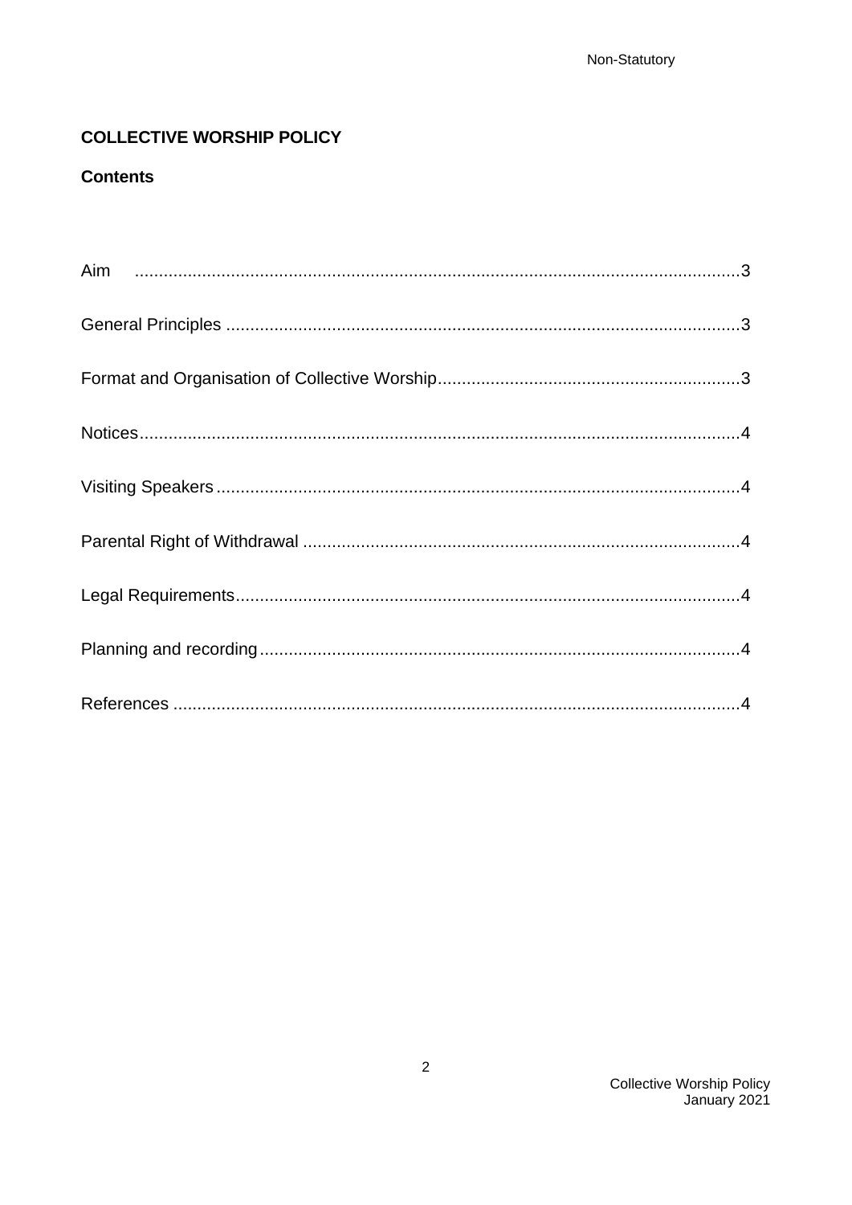## COLLECTIVE WORSHIP POLICY

### Contents

Aim ....................................................................................................................3

General Principles ...........................................................................................3

Format and Organisation of Collective Worship..............................................3

Notices.............................................................................................................4

Visiting Speakers.............................................................................................4

Parental Right of Withdrawal ...........................................................................4

Legal Requirements.........................................................................................4

Planning and recording....................................................................................4

References ......................................................................................................4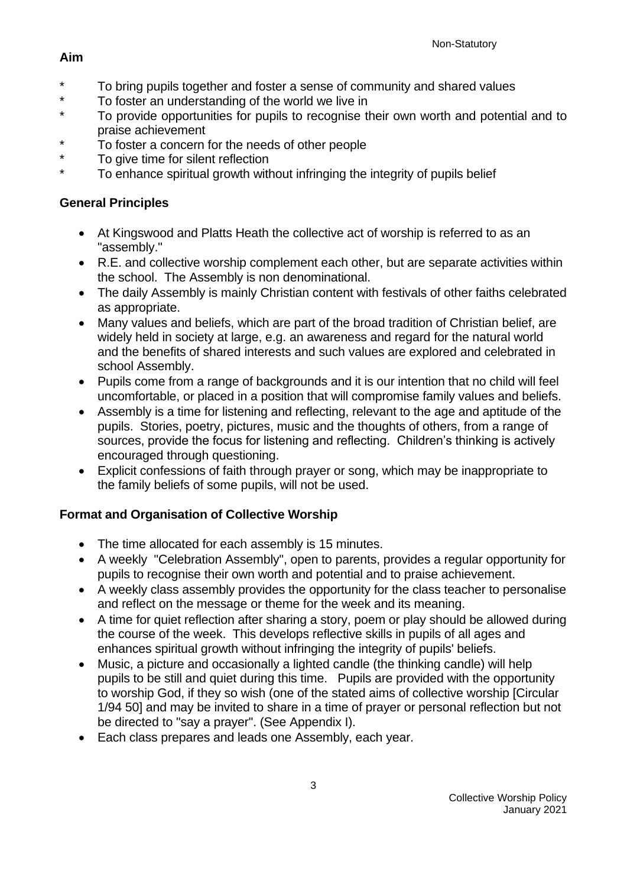## Aim

* To bring pupils together and foster a sense of community and shared values
* To foster an understanding of the world we live in
* To provide opportunities for pupils to recognise their own worth and potential and to praise achievement
* To foster a concern for the needs of other people
* To give time for silent reflection
* To enhance spiritual growth without infringing the integrity of pupils belief

## General Principles

- At Kingswood and Platts Heath the collective act of worship is referred to as an "assembly."
- R.E. and collective worship complement each other, but are separate activities within the school. The Assembly is non denominational.
- The daily Assembly is mainly Christian content with festivals of other faiths celebrated as appropriate.
- Many values and beliefs, which are part of the broad tradition of Christian belief, are widely held in society at large, e.g. an awareness and regard for the natural world and the benefits of shared interests and such values are explored and celebrated in school Assembly.
- Pupils come from a range of backgrounds and it is our intention that no child will feel uncomfortable, or placed in a position that will compromise family values and beliefs.
- Assembly is a time for listening and reflecting, relevant to the age and aptitude of the pupils. Stories, poetry, pictures, music and the thoughts of others, from a range of sources, provide the focus for listening and reflecting. Children's thinking is actively encouraged through questioning.
- Explicit confessions of faith through prayer or song, which may be inappropriate to the family beliefs of some pupils, will not be used.

## Format and Organisation of Collective Worship

- The time allocated for each assembly is 15 minutes.
- A weekly "Celebration Assembly", open to parents, provides a regular opportunity for pupils to recognise their own worth and potential and to praise achievement.
- A weekly class assembly provides the opportunity for the class teacher to personalise and reflect on the message or theme for the week and its meaning.
- A time for quiet reflection after sharing a story, poem or play should be allowed during the course of the week. This develops reflective skills in pupils of all ages and enhances spiritual growth without infringing the integrity of pupils' beliefs.
- Music, a picture and occasionally a lighted candle (the thinking candle) will help pupils to be still and quiet during this time. Pupils are provided with the opportunity to worship God, if they so wish (one of the stated aims of collective worship [Circular 1/94 50] and may be invited to share in a time of prayer or personal reflection but not be directed to "say a prayer". (See Appendix I).
- Each class prepares and leads one Assembly, each year.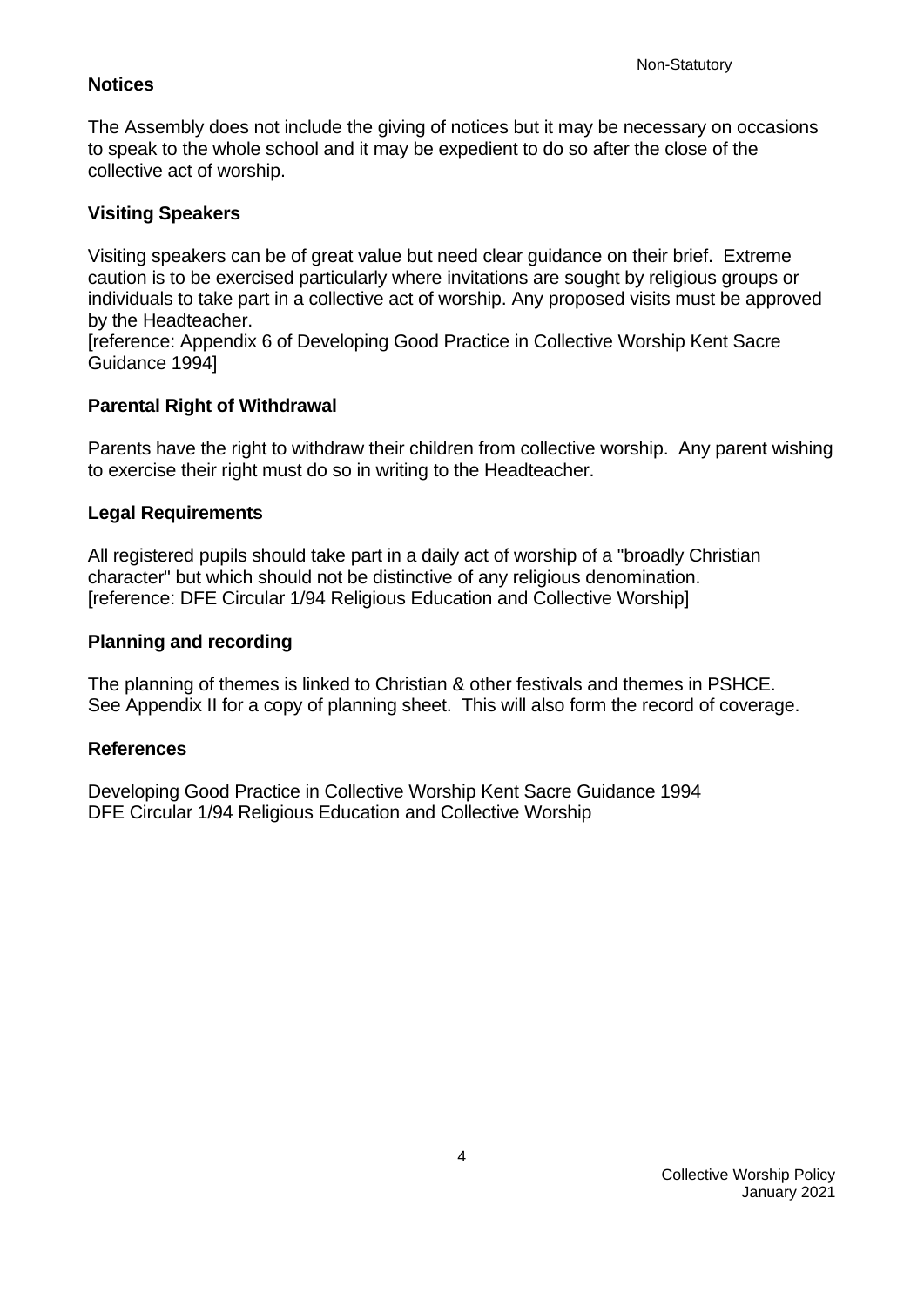**Notices**

The Assembly does not include the giving of notices but it may be necessary on occasions to speak to the whole school and it may be expedient to do so after the close of the collective act of worship.

**Visiting Speakers**

Visiting speakers can be of great value but need clear guidance on their brief. Extreme caution is to be exercised particularly where invitations are sought by religious groups or individuals to take part in a collective act of worship. Any proposed visits must be approved by the Headteacher.
[reference: Appendix 6 of Developing Good Practice in Collective Worship Kent Sacre Guidance 1994]

**Parental Right of Withdrawal**

Parents have the right to withdraw their children from collective worship. Any parent wishing to exercise their right must do so in writing to the Headteacher.

**Legal Requirements**

All registered pupils should take part in a daily act of worship of a "broadly Christian character" but which should not be distinctive of any religious denomination.
[reference: DFE Circular 1/94 Religious Education and Collective Worship]

**Planning and recording**

The planning of themes is linked to Christian & other festivals and themes in PSHCE.
See Appendix II for a copy of planning sheet. This will also form the record of coverage.

**References**

Developing Good Practice in Collective Worship Kent Sacre Guidance 1994
DFE Circular 1/94 Religious Education and Collective Worship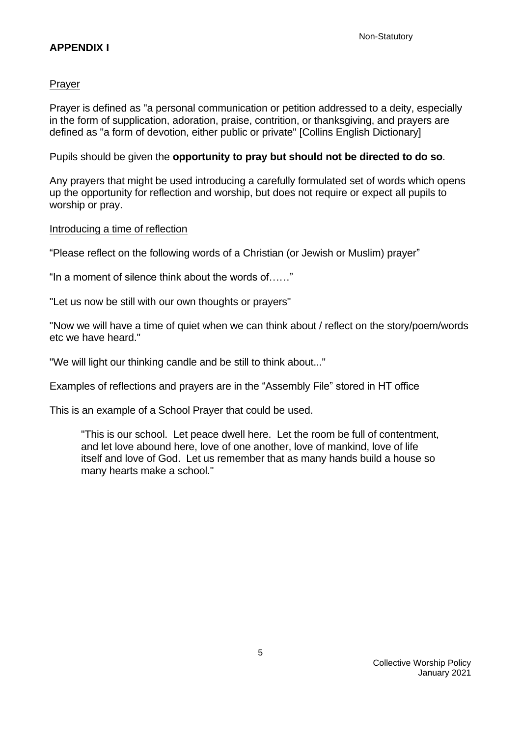Non-Statutory

## APPENDIX I

Prayer

Prayer is defined as "a personal communication or petition addressed to a deity, especially in the form of supplication, adoration, praise, contrition, or thanksgiving, and prayers are defined as "a form of devotion, either public or private" [Collins English Dictionary]

Pupils should be given the **opportunity to pray but should not be directed to do so**.

Any prayers that might be used introducing a carefully formulated set of words which opens up the opportunity for reflection and worship, but does not require or expect all pupils to worship or pray.

Introducing a time of reflection

"Please reflect on the following words of a Christian (or Jewish or Muslim) prayer"

"In a moment of silence think about the words of……"

"Let us now be still with our own thoughts or prayers"

"Now we will have a time of quiet when we can think about / reflect on the story/poem/words etc we have heard."

"We will light our thinking candle and be still to think about..."

Examples of reflections and prayers are in the "Assembly File" stored in HT office

This is an example of a School Prayer that could be used.

> "This is our school. Let peace dwell here. Let the room be full of contentment, and let love abound here, love of one another, love of mankind, love of life itself and love of God. Let us remember that as many hands build a house so many hearts make a school."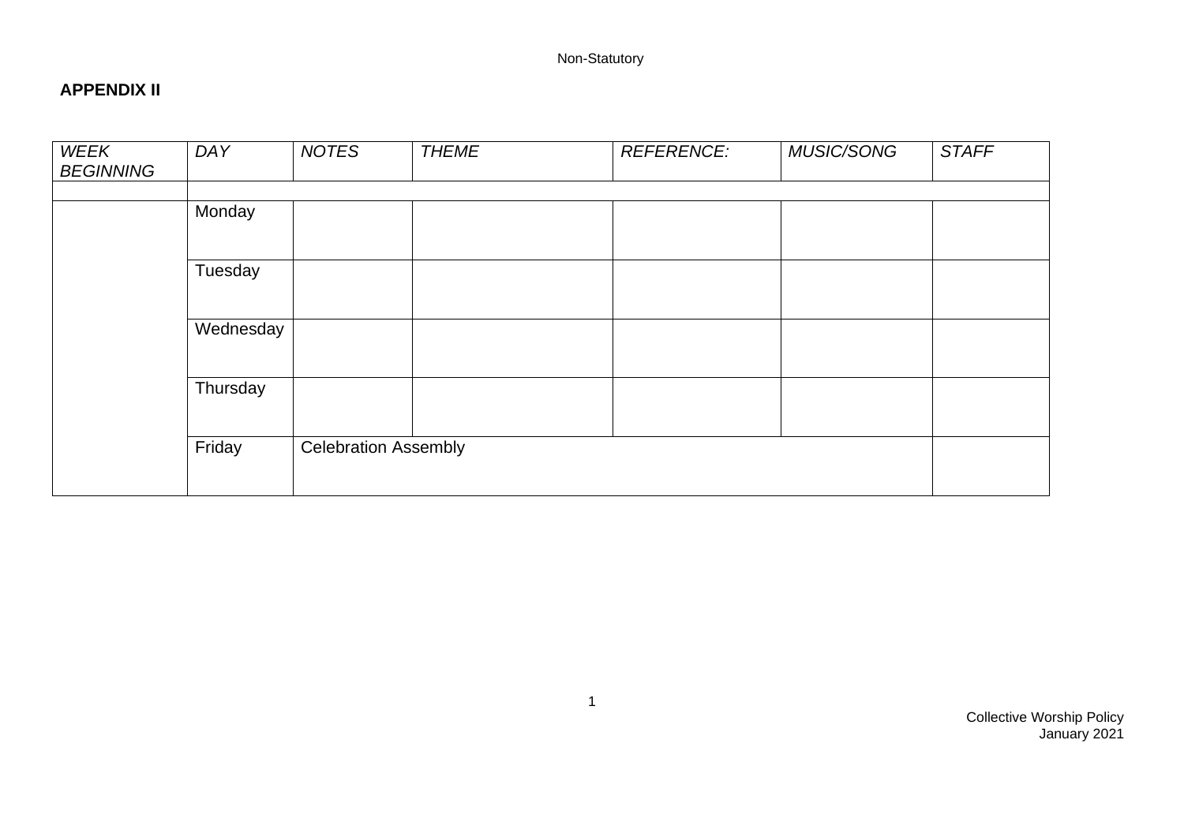**APPENDIX II**

| *WEEK BEGINNING* | *DAY* | *NOTES* | *THEME* | *REFERENCE:* | *MUSIC/SONG* | *STAFF* |
|---|---|---|---|---|---|---|
| | | | | | | |
| | Monday | | | | | |
| | Tuesday | | | | | |
| | Wednesday | | | | | |
| | Thursday | | | | | |
| | Friday | Celebration Assembly | | | | |